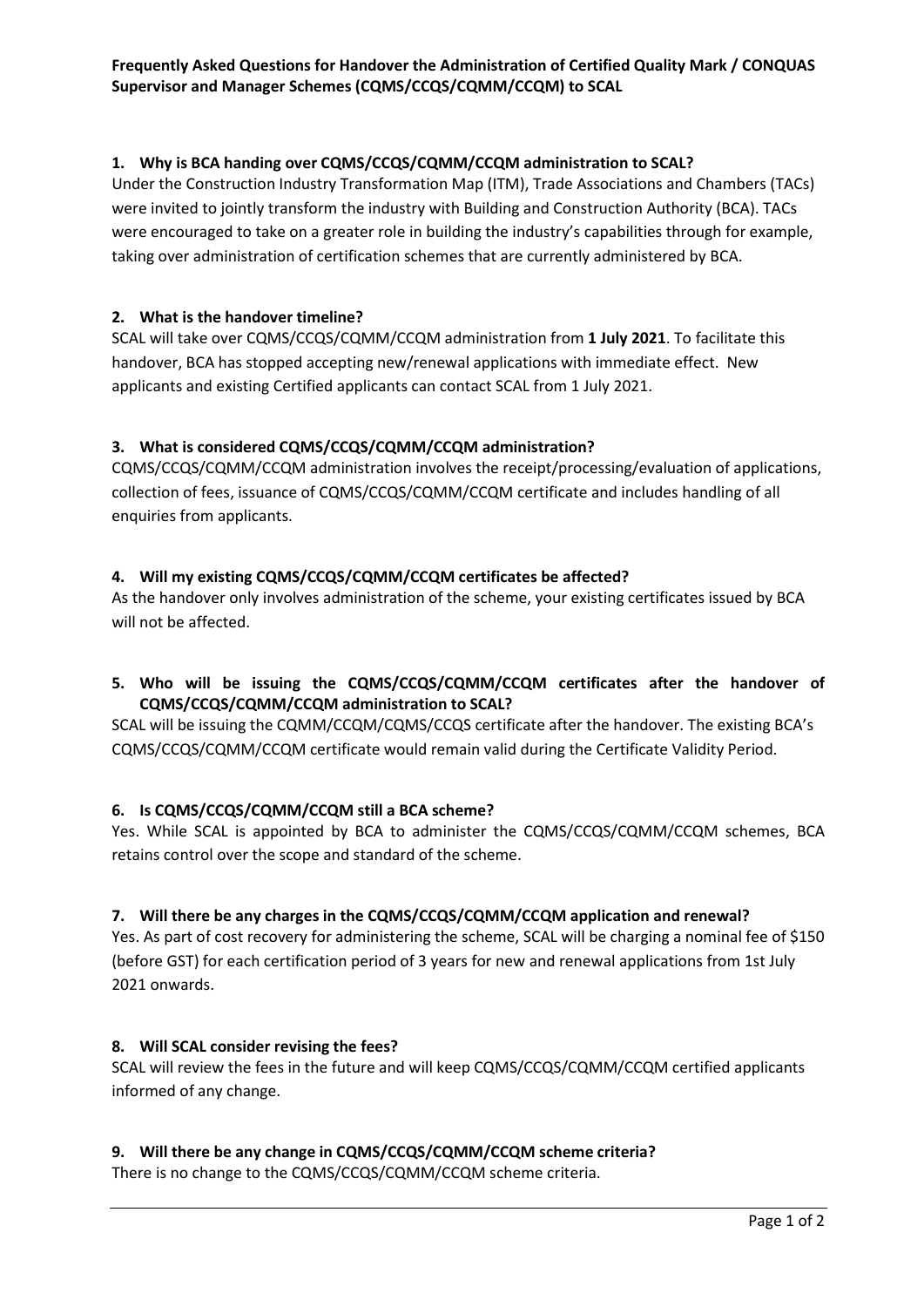**Frequently Asked Questions for Handover the Administration of Certified Quality Mark / CONQUAS Supervisor and Manager Schemes (CQMS/CCQS/CQMM/CCQM) to SCAL**

**1. Why is BCA handing over CQMS/CCQS/CQMM/CCQM administration to SCAL?**

Under the Construction Industry Transformation Map (ITM), Trade Associations and Chambers (TACs) were invited to jointly transform the industry with Building and Construction Authority (BCA). TACs were encouraged to take on a greater role in building the industry's capabilities through for example, taking over administration of certification schemes that are currently administered by BCA.

**2. What is the handover timeline?**

SCAL will take over CQMS/CCQS/CQMM/CCQM administration from **1 July 2021**. To facilitate this handover, BCA has stopped accepting new/renewal applications with immediate effect. New applicants and existing Certified applicants can contact SCAL from 1 July 2021.

**3. What is considered CQMS/CCQS/CQMM/CCQM administration?**

CQMS/CCQS/CQMM/CCQM administration involves the receipt/processing/evaluation of applications, collection of fees, issuance of CQMS/CCQS/CQMM/CCQM certificate and includes handling of all enquiries from applicants.

**4. Will my existing CQMS/CCQS/CQMM/CCQM certificates be affected?**

As the handover only involves administration of the scheme, your existing certificates issued by BCA will not be affected.

**5. Who will be issuing the CQMS/CCQS/CQMM/CCQM certificates after the handover of CQMS/CCQS/CQMM/CCQM administration to SCAL?**

SCAL will be issuing the CQMM/CCQM/CQMS/CCQS certificate after the handover. The existing BCA's CQMS/CCQS/CQMM/CCQM certificate would remain valid during the Certificate Validity Period.

**6. Is CQMS/CCQS/CQMM/CCQM still a BCA scheme?**

Yes. While SCAL is appointed by BCA to administer the CQMS/CCQS/CQMM/CCQM schemes, BCA retains control over the scope and standard of the scheme.

**7. Will there be any charges in the CQMS/CCQS/CQMM/CCQM application and renewal?**

Yes. As part of cost recovery for administering the scheme, SCAL will be charging a nominal fee of $150 (before GST) for each certification period of 3 years for new and renewal applications from 1st July 2021 onwards.

**8. Will SCAL consider revising the fees?**

SCAL will review the fees in the future and will keep CQMS/CCQS/CQMM/CCQM certified applicants informed of any change.

**9. Will there be any change in CQMS/CCQS/CQMM/CCQM scheme criteria?**

There is no change to the CQMS/CCQS/CQMM/CCQM scheme criteria.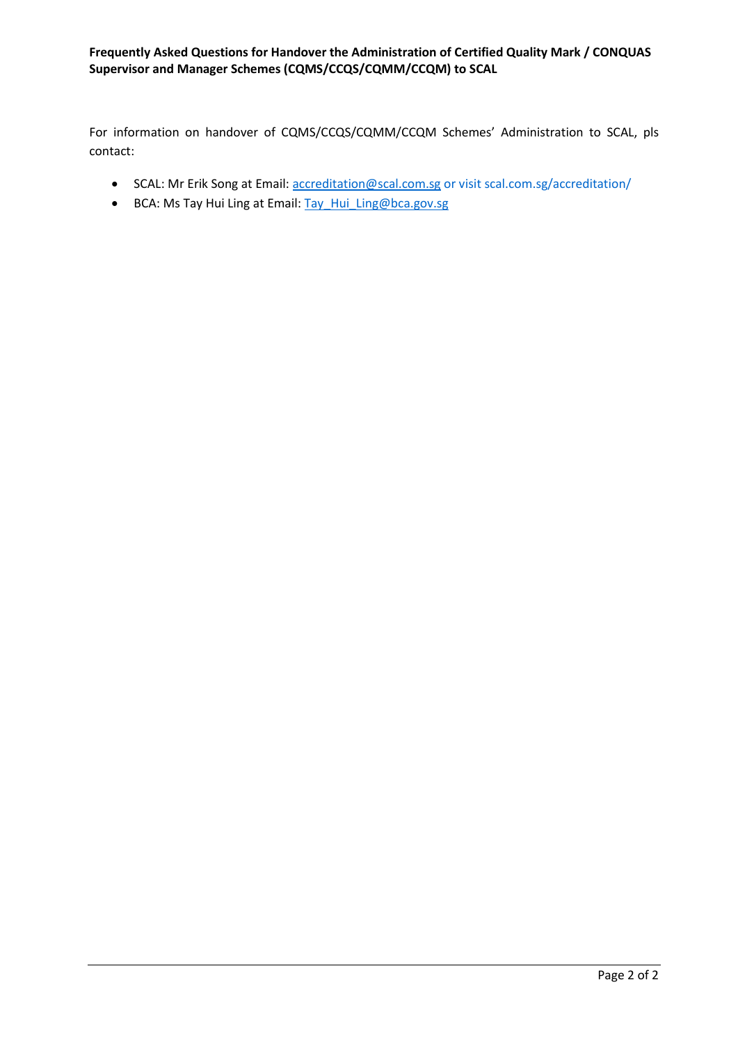For information on handover of CQMS/CCQS/CQMM/CCQM Schemes' Administration to SCAL, pls contact:

- SCAL: Mr Erik Song at Email: accreditation@scal.com.sg or visit scal.com.sg/accreditation/
- BCA: Ms Tay Hui Ling at Email: Tay_Hui_Ling@bca.gov.sg